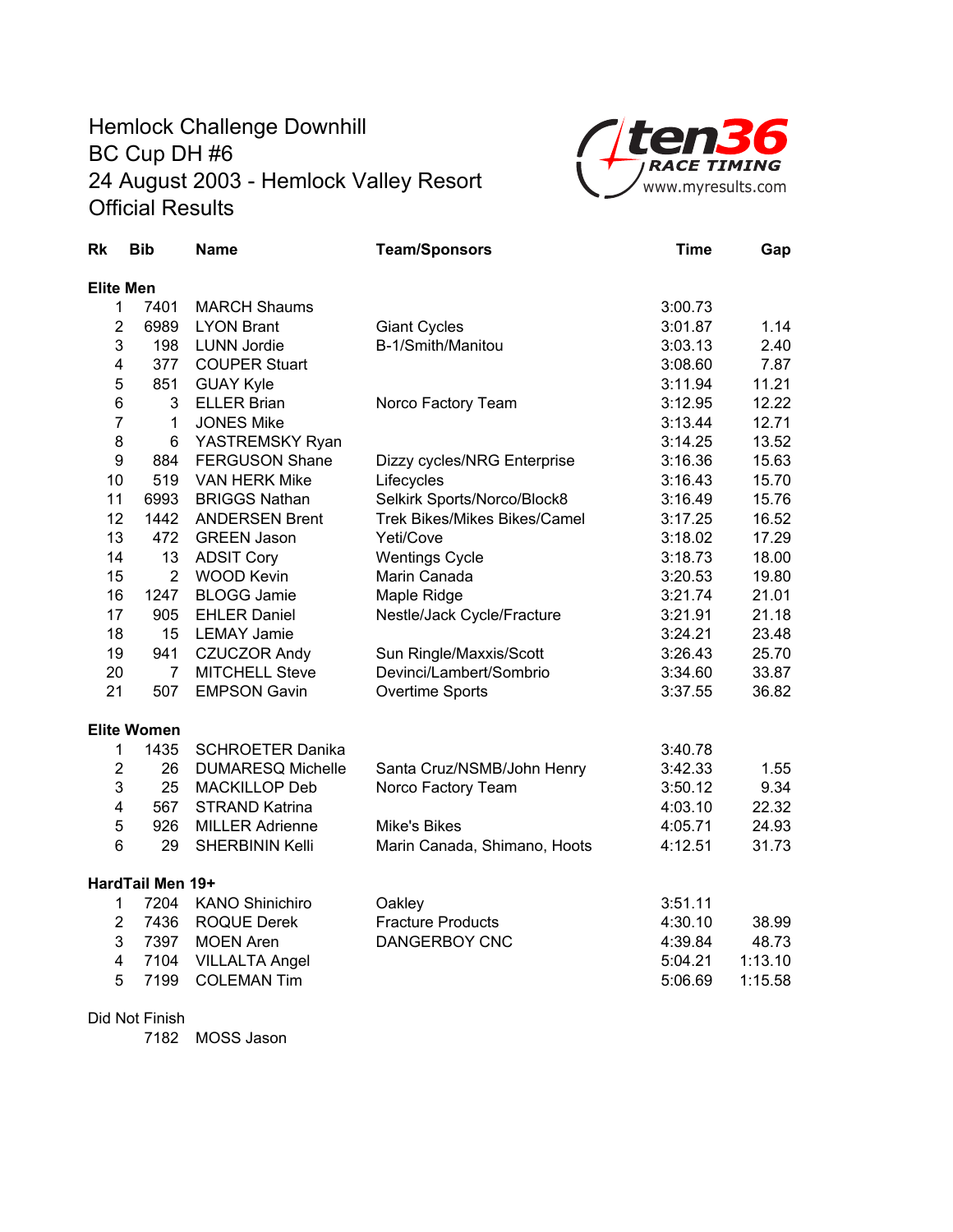# Hemlock Challenge Downhill
# BC Cup DH #6
# 24 August 2003 - Hemlock Valley Resort
# Official Results

ten36 RACE TIMING www.myresults.com

| Rk | Bib | Name | Team/Sponsors | Time | Gap |
|---|---|---|---|---|---|
| **Elite Men** | | | | | |
| 1 | 7401 | MARCH Shaums | | 3:00.73 | |
| 2 | 6989 | LYON Brant | Giant Cycles | 3:01.87 | 1.14 |
| 3 | 198 | LUNN Jordie | B-1/Smith/Manitou | 3:03.13 | 2.40 |
| 4 | 377 | COUPER Stuart | | 3:08.60 | 7.87 |
| 5 | 851 | GUAY Kyle | | 3:11.94 | 11.21 |
| 6 | 3 | ELLER Brian | Norco Factory Team | 3:12.95 | 12.22 |
| 7 | 1 | JONES Mike | | 3:13.44 | 12.71 |
| 8 | 6 | YASTREMSKY Ryan | | 3:14.25 | 13.52 |
| 9 | 884 | FERGUSON Shane | Dizzy cycles/NRG Enterprise | 3:16.36 | 15.63 |
| 10 | 519 | VAN HERK Mike | Lifecycles | 3:16.43 | 15.70 |
| 11 | 6993 | BRIGGS Nathan | Selkirk Sports/Norco/Block8 | 3:16.49 | 15.76 |
| 12 | 1442 | ANDERSEN Brent | Trek Bikes/Mikes Bikes/Camel | 3:17.25 | 16.52 |
| 13 | 472 | GREEN Jason | Yeti/Cove | 3:18.02 | 17.29 |
| 14 | 13 | ADSIT Cory | Wentings Cycle | 3:18.73 | 18.00 |
| 15 | 2 | WOOD Kevin | Marin Canada | 3:20.53 | 19.80 |
| 16 | 1247 | BLOGG Jamie | Maple Ridge | 3:21.74 | 21.01 |
| 17 | 905 | EHLER Daniel | Nestle/Jack Cycle/Fracture | 3:21.91 | 21.18 |
| 18 | 15 | LEMAY Jamie | | 3:24.21 | 23.48 |
| 19 | 941 | CZUCZOR Andy | Sun Ringle/Maxxis/Scott | 3:26.43 | 25.70 |
| 20 | 7 | MITCHELL Steve | Devinci/Lambert/Sombrio | 3:34.60 | 33.87 |
| 21 | 507 | EMPSON Gavin | Overtime Sports | 3:37.55 | 36.82 |
| **Elite Women** | | | | | |
| 1 | 1435 | SCHROETER Danika | | 3:40.78 | |
| 2 | 26 | DUMARESQ Michelle | Santa Cruz/NSMB/John Henry | 3:42.33 | 1.55 |
| 3 | 25 | MACKILLOP Deb | Norco Factory Team | 3:50.12 | 9.34 |
| 4 | 567 | STRAND Katrina | | 4:03.10 | 22.32 |
| 5 | 926 | MILLER Adrienne | Mike's Bikes | 4:05.71 | 24.93 |
| 6 | 29 | SHERBININ Kelli | Marin Canada, Shimano, Hoots | 4:12.51 | 31.73 |
| **HardTail Men 19+** | | | | | |
| 1 | 7204 | KANO Shinichiro | Oakley | 3:51.11 | |
| 2 | 7436 | ROQUE Derek | Fracture Products | 4:30.10 | 38.99 |
| 3 | 7397 | MOEN Aren | DANGERBOY CNC | 4:39.84 | 48.73 |
| 4 | 7104 | VILLALTA Angel | | 5:04.21 | 1:13.10 |
| 5 | 7199 | COLEMAN Tim | | 5:06.69 | 1:15.58 |

Did Not Finish

| Bib | Name |
|---|---|
| 7182 | MOSS Jason |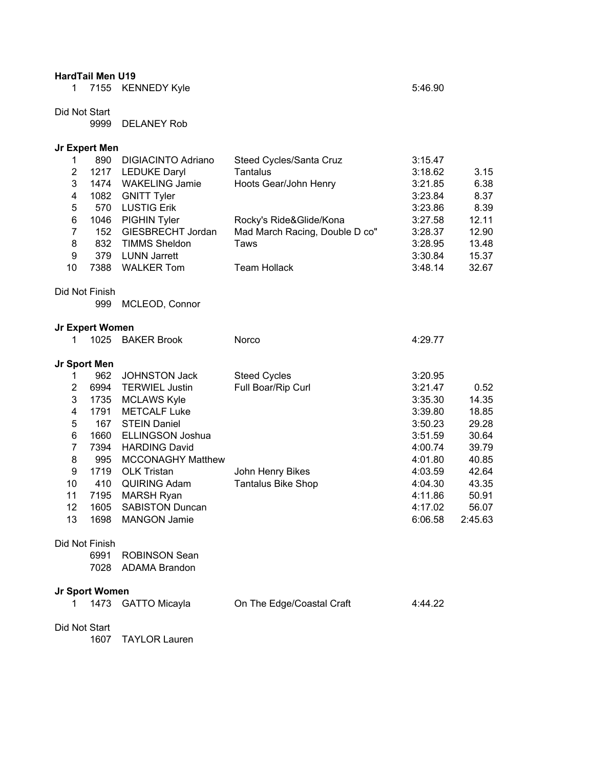**HardTail Men U19**

| | | | | | |
|---|---|---|---|---|---|
| 1 | 7155 | KENNEDY Kyle | | 5:46.90 | |

Did Not Start

| | |
|---|---|
| 9999 | DELANEY Rob |

**Jr Expert Men**

| | | | | | |
|---|---|---|---|---|---|
| 1 | 890 | DIGIACINTO Adriano | Steed Cycles/Santa Cruz | 3:15.47 | |
| 2 | 1217 | LEDUKE Daryl | Tantalus | 3:18.62 | 3.15 |
| 3 | 1474 | WAKELING Jamie | Hoots Gear/John Henry | 3:21.85 | 6.38 |
| 4 | 1082 | GNITT Tyler | | 3:23.84 | 8.37 |
| 5 | 570 | LUSTIG Erik | | 3:23.86 | 8.39 |
| 6 | 1046 | PIGHIN Tyler | Rocky's Ride&Glide/Kona | 3:27.58 | 12.11 |
| 7 | 152 | GIESBRECHT Jordan | Mad March Racing, Double D co" | 3:28.37 | 12.90 |
| 8 | 832 | TIMMS Sheldon | Taws | 3:28.95 | 13.48 |
| 9 | 379 | LUNN Jarrett | | 3:30.84 | 15.37 |
| 10 | 7388 | WALKER Tom | Team Hollack | 3:48.14 | 32.67 |

Did Not Finish

| | |
|---|---|
| 999 | MCLEOD, Connor |

**Jr Expert Women**

| | | | | | |
|---|---|---|---|---|---|
| 1 | 1025 | BAKER Brook | Norco | 4:29.77 | |

**Jr Sport Men**

| | | | | | |
|---|---|---|---|---|---|
| 1 | 962 | JOHNSTON Jack | Steed Cycles | 3:20.95 | |
| 2 | 6994 | TERWIEL Justin | Full Boar/Rip Curl | 3:21.47 | 0.52 |
| 3 | 1735 | MCLAWS Kyle | | 3:35.30 | 14.35 |
| 4 | 1791 | METCALF Luke | | 3:39.80 | 18.85 |
| 5 | 167 | STEIN Daniel | | 3:50.23 | 29.28 |
| 6 | 1660 | ELLINGSON Joshua | | 3:51.59 | 30.64 |
| 7 | 7394 | HARDING David | | 4:00.74 | 39.79 |
| 8 | 995 | MCCONAGHY Matthew | | 4:01.80 | 40.85 |
| 9 | 1719 | OLK Tristan | John Henry Bikes | 4:03.59 | 42.64 |
| 10 | 410 | QUIRING Adam | Tantalus Bike Shop | 4:04.30 | 43.35 |
| 11 | 7195 | MARSH Ryan | | 4:11.86 | 50.91 |
| 12 | 1605 | SABISTON Duncan | | 4:17.02 | 56.07 |
| 13 | 1698 | MANGON Jamie | | 6:06.58 | 2:45.63 |

Did Not Finish

| | |
|---|---|
| 6991 | ROBINSON Sean |
| 7028 | ADAMA Brandon |

**Jr Sport Women**

| | | | | | |
|---|---|---|---|---|---|
| 1 | 1473 | GATTO Micayla | On The Edge/Coastal Craft | 4:44.22 | |

Did Not Start

| | |
|---|---|
| 1607 | TAYLOR Lauren |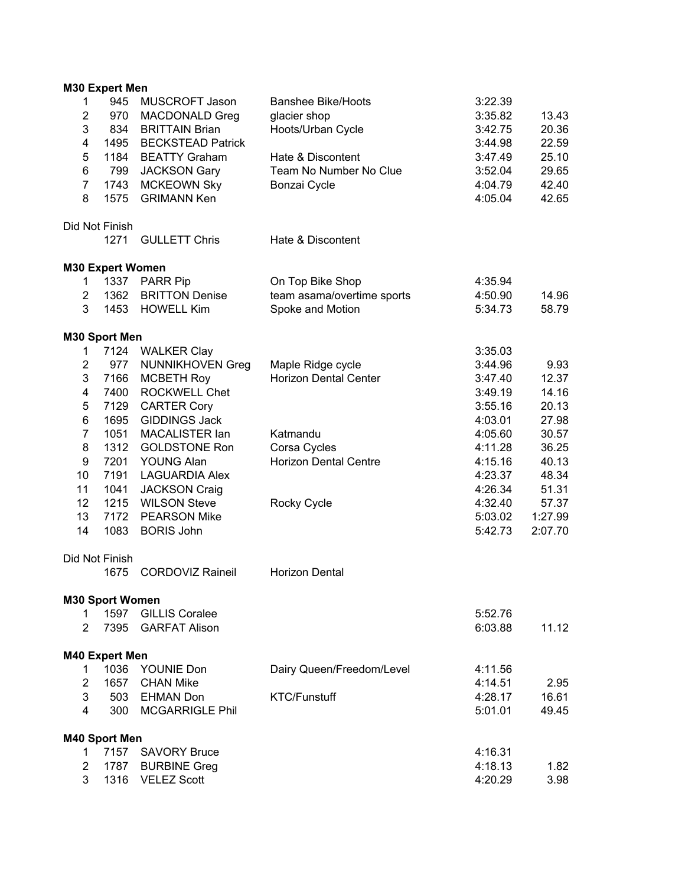**M30 Expert Men**

| Place | No. | Name | Team | Time | Gap |
|---|---|---|---|---|---|
| 1 | 945 | MUSCROFT Jason | Banshee Bike/Hoots | 3:22.39 | |
| 2 | 970 | MACDONALD Greg | glacier shop | 3:35.82 | 13.43 |
| 3 | 834 | BRITTAIN Brian | Hoots/Urban Cycle | 3:42.75 | 20.36 |
| 4 | 1495 | BECKSTEAD Patrick | | 3:44.98 | 22.59 |
| 5 | 1184 | BEATTY Graham | Hate & Discontent | 3:47.49 | 25.10 |
| 6 | 799 | JACKSON Gary | Team No Number No Clue | 3:52.04 | 29.65 |
| 7 | 1743 | MCKEOWN Sky | Bonzai Cycle | 4:04.79 | 42.40 |
| 8 | 1575 | GRIMANN Ken | | 4:05.04 | 42.65 |

Did Not Finish

| No. | Name | Team |
|---|---|---|
| 1271 | GULLETT Chris | Hate & Discontent |

**M30 Expert Women**

| Place | No. | Name | Team | Time | Gap |
|---|---|---|---|---|---|
| 1 | 1337 | PARR Pip | On Top Bike Shop | 4:35.94 | |
| 2 | 1362 | BRITTON Denise | team asama/overtime sports | 4:50.90 | 14.96 |
| 3 | 1453 | HOWELL Kim | Spoke and Motion | 5:34.73 | 58.79 |

**M30 Sport Men**

| Place | No. | Name | Team | Time | Gap |
|---|---|---|---|---|---|
| 1 | 7124 | WALKER Clay | | 3:35.03 | |
| 2 | 977 | NUNNIKHOVEN Greg | Maple Ridge cycle | 3:44.96 | 9.93 |
| 3 | 7166 | MCBETH Roy | Horizon Dental Center | 3:47.40 | 12.37 |
| 4 | 7400 | ROCKWELL Chet | | 3:49.19 | 14.16 |
| 5 | 7129 | CARTER Cory | | 3:55.16 | 20.13 |
| 6 | 1695 | GIDDINGS Jack | | 4:03.01 | 27.98 |
| 7 | 1051 | MACALISTER Ian | Katmandu | 4:05.60 | 30.57 |
| 8 | 1312 | GOLDSTONE Ron | Corsa Cycles | 4:11.28 | 36.25 |
| 9 | 7201 | YOUNG Alan | Horizon Dental Centre | 4:15.16 | 40.13 |
| 10 | 7191 | LAGUARDIA Alex | | 4:23.37 | 48.34 |
| 11 | 1041 | JACKSON Craig | | 4:26.34 | 51.31 |
| 12 | 1215 | WILSON Steve | Rocky Cycle | 4:32.40 | 57.37 |
| 13 | 7172 | PEARSON Mike | | 5:03.02 | 1:27.99 |
| 14 | 1083 | BORIS John | | 5:42.73 | 2:07.70 |

Did Not Finish

| No. | Name | Team |
|---|---|---|
| 1675 | CORDOVIZ Raineil | Horizon Dental |

**M30 Sport Women**

| Place | No. | Name | Team | Time | Gap |
|---|---|---|---|---|---|
| 1 | 1597 | GILLIS Coralee | | 5:52.76 | |
| 2 | 7395 | GARFAT Alison | | 6:03.88 | 11.12 |

**M40 Expert Men**

| Place | No. | Name | Team | Time | Gap |
|---|---|---|---|---|---|
| 1 | 1036 | YOUNIE Don | Dairy Queen/Freedom/Level | 4:11.56 | |
| 2 | 1657 | CHAN Mike | | 4:14.51 | 2.95 |
| 3 | 503 | EHMAN Don | KTC/Funstuff | 4:28.17 | 16.61 |
| 4 | 300 | MCGARRIGLE Phil | | 5:01.01 | 49.45 |

**M40 Sport Men**

| Place | No. | Name | Team | Time | Gap |
|---|---|---|---|---|---|
| 1 | 7157 | SAVORY Bruce | | 4:16.31 | |
| 2 | 1787 | BURBINE Greg | | 4:18.13 | 1.82 |
| 3 | 1316 | VELEZ Scott | | 4:20.29 | 3.98 |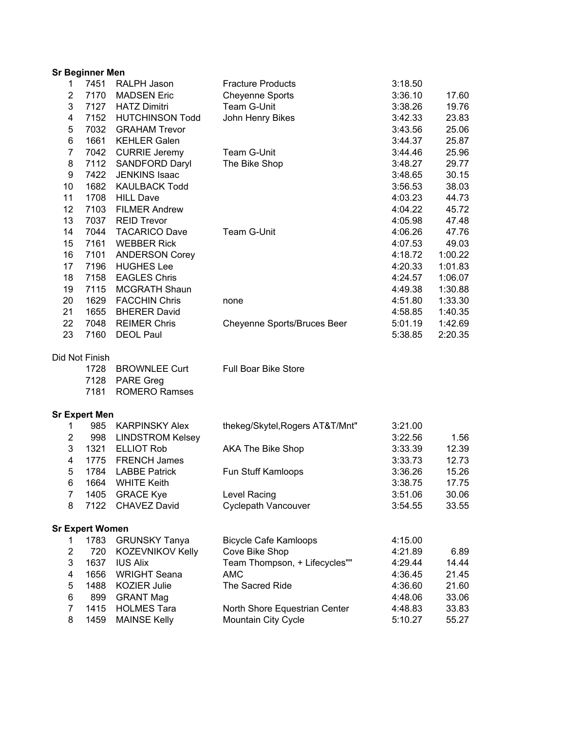**Sr Beginner Men**

| Place | No. | Name | Team | Time | Behind |
|---|---|---|---|---|---|
| 1 | 7451 | RALPH Jason | Fracture Products | 3:18.50 | |
| 2 | 7170 | MADSEN Eric | Cheyenne Sports | 3:36.10 | 17.60 |
| 3 | 7127 | HATZ Dimitri | Team G-Unit | 3:38.26 | 19.76 |
| 4 | 7152 | HUTCHINSON Todd | John Henry Bikes | 3:42.33 | 23.83 |
| 5 | 7032 | GRAHAM Trevor | | 3:43.56 | 25.06 |
| 6 | 1661 | KEHLER Galen | | 3:44.37 | 25.87 |
| 7 | 7042 | CURRIE Jeremy | Team G-Unit | 3:44.46 | 25.96 |
| 8 | 7112 | SANDFORD Daryl | The Bike Shop | 3:48.27 | 29.77 |
| 9 | 7422 | JENKINS Isaac | | 3:48.65 | 30.15 |
| 10 | 1682 | KAULBACK Todd | | 3:56.53 | 38.03 |
| 11 | 1708 | HILL Dave | | 4:03.23 | 44.73 |
| 12 | 7103 | FILMER Andrew | | 4:04.22 | 45.72 |
| 13 | 7037 | REID Trevor | | 4:05.98 | 47.48 |
| 14 | 7044 | TACARICO Dave | Team G-Unit | 4:06.26 | 47.76 |
| 15 | 7161 | WEBBER Rick | | 4:07.53 | 49.03 |
| 16 | 7101 | ANDERSON Corey | | 4:18.72 | 1:00.22 |
| 17 | 7196 | HUGHES Lee | | 4:20.33 | 1:01.83 |
| 18 | 7158 | EAGLES Chris | | 4:24.57 | 1:06.07 |
| 19 | 7115 | MCGRATH Shaun | | 4:49.38 | 1:30.88 |
| 20 | 1629 | FACCHIN Chris | none | 4:51.80 | 1:33.30 |
| 21 | 1655 | BHERER David | | 4:58.85 | 1:40.35 |
| 22 | 7048 | REIMER Chris | Cheyenne Sports/Bruces Beer | 5:01.19 | 1:42.69 |
| 23 | 7160 | DEOL Paul | | 5:38.85 | 2:20.35 |

Did Not Finish

| No. | Name | Team |
|---|---|---|
| 1728 | BROWNLEE Curt | Full Boar Bike Store |
| 7128 | PARE Greg | |
| 7181 | ROMERO Ramses | |

**Sr Expert Men**

| Place | No. | Name | Team | Time | Behind |
|---|---|---|---|---|---|
| 1 | 985 | KARPINSKY Alex | thekeg/Skytel,Rogers AT&T/Mnt" | 3:21.00 | |
| 2 | 998 | LINDSTROM Kelsey | | 3:22.56 | 1.56 |
| 3 | 1321 | ELLIOT Rob | AKA The Bike Shop | 3:33.39 | 12.39 |
| 4 | 1775 | FRENCH James | | 3:33.73 | 12.73 |
| 5 | 1784 | LABBE Patrick | Fun Stuff Kamloops | 3:36.26 | 15.26 |
| 6 | 1664 | WHITE Keith | | 3:38.75 | 17.75 |
| 7 | 1405 | GRACE Kye | Level Racing | 3:51.06 | 30.06 |
| 8 | 7122 | CHAVEZ David | Cyclepath Vancouver | 3:54.55 | 33.55 |

**Sr Expert Women**

| Place | No. | Name | Team | Time | Behind |
|---|---|---|---|---|---|
| 1 | 1783 | GRUNSKY Tanya | Bicycle Cafe Kamloops | 4:15.00 | |
| 2 | 720 | KOZEVNIKOV Kelly | Cove Bike Shop | 4:21.89 | 6.89 |
| 3 | 1637 | IUS Alix | Team Thompson, + Lifecycles"" | 4:29.44 | 14.44 |
| 4 | 1656 | WRIGHT Seana | AMC | 4:36.45 | 21.45 |
| 5 | 1488 | KOZIER Julie | The Sacred Ride | 4:36.60 | 21.60 |
| 6 | 899 | GRANT Mag | | 4:48.06 | 33.06 |
| 7 | 1415 | HOLMES Tara | North Shore Equestrian Center | 4:48.83 | 33.83 |
| 8 | 1459 | MAINSE Kelly | Mountain City Cycle | 5:10.27 | 55.27 |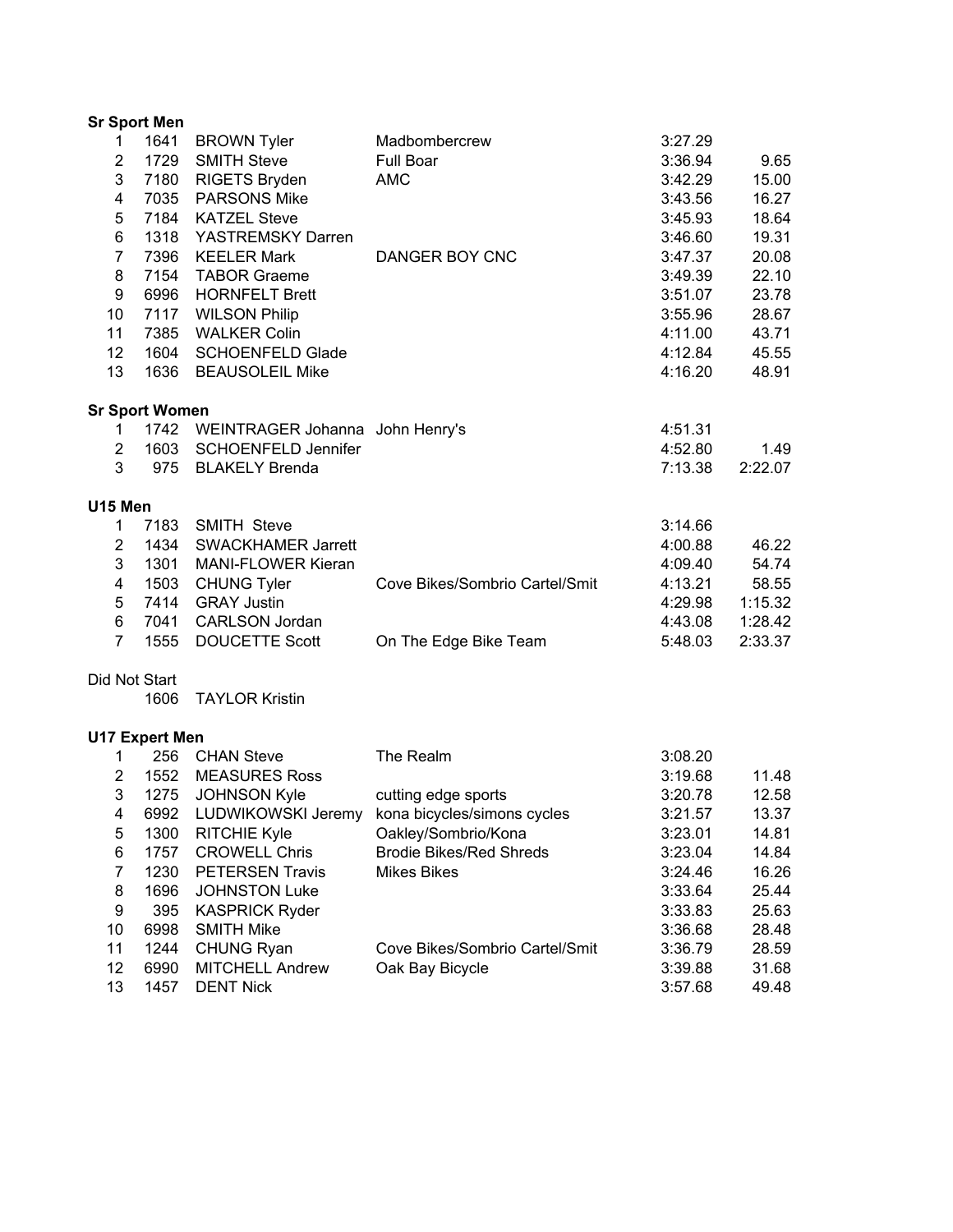**Sr Sport Men**

| | | | | | |
|---|---|---|---|---|---|
| 1 | 1641 | BROWN Tyler | Madbombercrew | 3:27.29 | |
| 2 | 1729 | SMITH Steve | Full Boar | 3:36.94 | 9.65 |
| 3 | 7180 | RIGETS Bryden | AMC | 3:42.29 | 15.00 |
| 4 | 7035 | PARSONS Mike | | 3:43.56 | 16.27 |
| 5 | 7184 | KATZEL Steve | | 3:45.93 | 18.64 |
| 6 | 1318 | YASTREMSKY Darren | | 3:46.60 | 19.31 |
| 7 | 7396 | KEELER Mark | DANGER BOY CNC | 3:47.37 | 20.08 |
| 8 | 7154 | TABOR Graeme | | 3:49.39 | 22.10 |
| 9 | 6996 | HORNFELT Brett | | 3:51.07 | 23.78 |
| 10 | 7117 | WILSON Philip | | 3:55.96 | 28.67 |
| 11 | 7385 | WALKER Colin | | 4:11.00 | 43.71 |
| 12 | 1604 | SCHOENFELD Glade | | 4:12.84 | 45.55 |
| 13 | 1636 | BEAUSOLEIL Mike | | 4:16.20 | 48.91 |

**Sr Sport Women**

| | | | | | |
|---|---|---|---|---|---|
| 1 | 1742 | WEINTRAGER Johanna | John Henry's | 4:51.31 | |
| 2 | 1603 | SCHOENFELD Jennifer | | 4:52.80 | 1.49 |
| 3 | 975 | BLAKELY Brenda | | 7:13.38 | 2:22.07 |

**U15 Men**

| | | | | | |
|---|---|---|---|---|---|
| 1 | 7183 | SMITH Steve | | 3:14.66 | |
| 2 | 1434 | SWACKHAMER Jarrett | | 4:00.88 | 46.22 |
| 3 | 1301 | MANI-FLOWER Kieran | | 4:09.40 | 54.74 |
| 4 | 1503 | CHUNG Tyler | Cove Bikes/Sombrio Cartel/Smit | 4:13.21 | 58.55 |
| 5 | 7414 | GRAY Justin | | 4:29.98 | 1:15.32 |
| 6 | 7041 | CARLSON Jordan | | 4:43.08 | 1:28.42 |
| 7 | 1555 | DOUCETTE Scott | On The Edge Bike Team | 5:48.03 | 2:33.37 |

Did Not Start

| | |
|---|---|
| 1606 | TAYLOR Kristin |

**U17 Expert Men**

| | | | | | |
|---|---|---|---|---|---|
| 1 | 256 | CHAN Steve | The Realm | 3:08.20 | |
| 2 | 1552 | MEASURES Ross | | 3:19.68 | 11.48 |
| 3 | 1275 | JOHNSON Kyle | cutting edge sports | 3:20.78 | 12.58 |
| 4 | 6992 | LUDWIKOWSKI Jeremy | kona bicycles/simons cycles | 3:21.57 | 13.37 |
| 5 | 1300 | RITCHIE Kyle | Oakley/Sombrio/Kona | 3:23.01 | 14.81 |
| 6 | 1757 | CROWELL Chris | Brodie Bikes/Red Shreds | 3:23.04 | 14.84 |
| 7 | 1230 | PETERSEN Travis | Mikes Bikes | 3:24.46 | 16.26 |
| 8 | 1696 | JOHNSTON Luke | | 3:33.64 | 25.44 |
| 9 | 395 | KASPRICK Ryder | | 3:33.83 | 25.63 |
| 10 | 6998 | SMITH Mike | | 3:36.68 | 28.48 |
| 11 | 1244 | CHUNG Ryan | Cove Bikes/Sombrio Cartel/Smit | 3:36.79 | 28.59 |
| 12 | 6990 | MITCHELL Andrew | Oak Bay Bicycle | 3:39.88 | 31.68 |
| 13 | 1457 | DENT Nick | | 3:57.68 | 49.48 |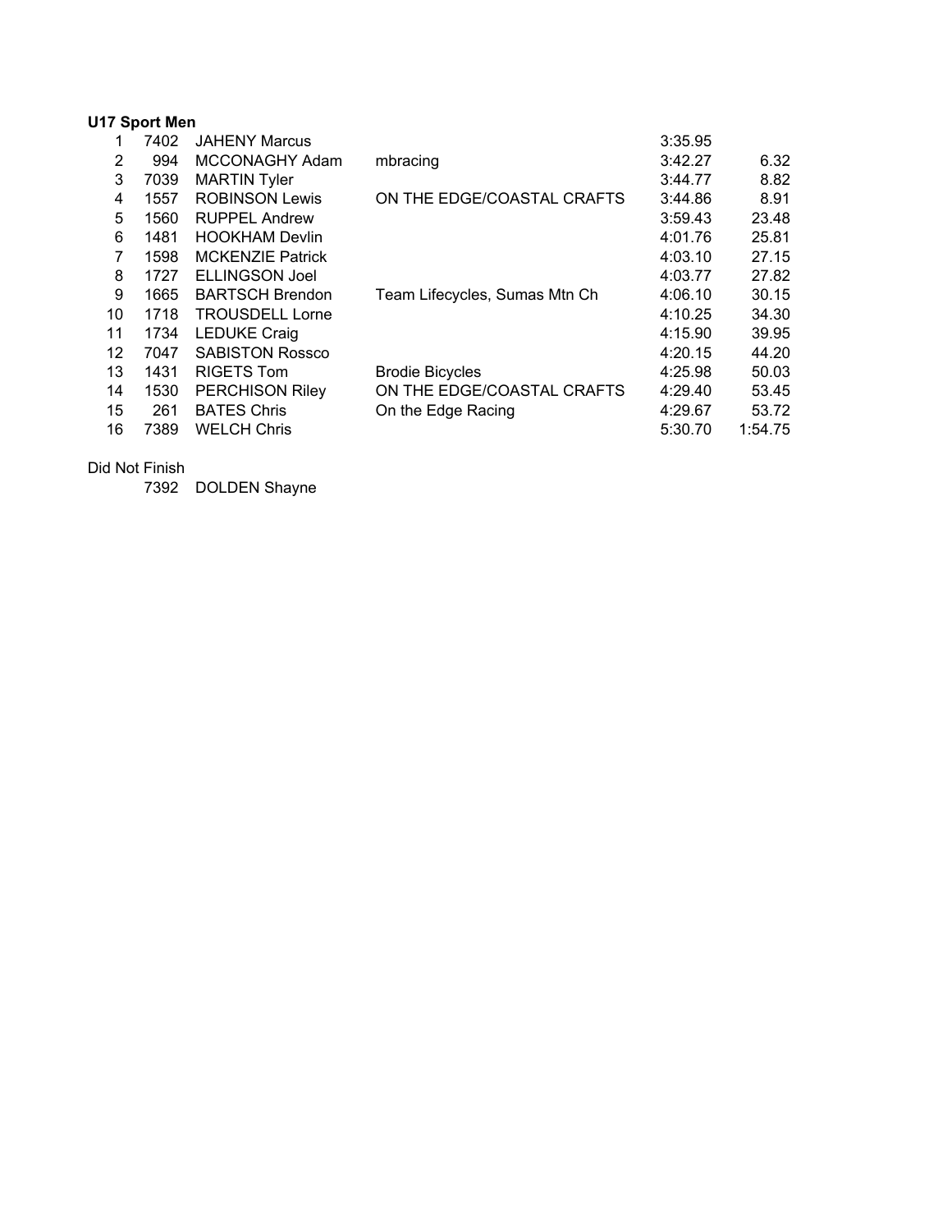**U17 Sport Men**

| | | | | | |
|---|---|---|---|---|---|
| 1 | 7402 | JAHENY Marcus | | 3:35.95 | |
| 2 | 994 | MCCONAGHY Adam | mbracing | 3:42.27 | 6.32 |
| 3 | 7039 | MARTIN Tyler | | 3:44.77 | 8.82 |
| 4 | 1557 | ROBINSON Lewis | ON THE EDGE/COASTAL CRAFTS | 3:44.86 | 8.91 |
| 5 | 1560 | RUPPEL Andrew | | 3:59.43 | 23.48 |
| 6 | 1481 | HOOKHAM Devlin | | 4:01.76 | 25.81 |
| 7 | 1598 | MCKENZIE Patrick | | 4:03.10 | 27.15 |
| 8 | 1727 | ELLINGSON Joel | | 4:03.77 | 27.82 |
| 9 | 1665 | BARTSCH Brendon | Team Lifecycles, Sumas Mtn Ch | 4:06.10 | 30.15 |
| 10 | 1718 | TROUSDELL Lorne | | 4:10.25 | 34.30 |
| 11 | 1734 | LEDUKE Craig | | 4:15.90 | 39.95 |
| 12 | 7047 | SABISTON Rossco | | 4:20.15 | 44.20 |
| 13 | 1431 | RIGETS Tom | Brodie Bicycles | 4:25.98 | 50.03 |
| 14 | 1530 | PERCHISON Riley | ON THE EDGE/COASTAL CRAFTS | 4:29.40 | 53.45 |
| 15 | 261 | BATES Chris | On the Edge Racing | 4:29.67 | 53.72 |
| 16 | 7389 | WELCH Chris | | 5:30.70 | 1:54.75 |

Did Not Finish

| | | |
|---|---|---|
| | 7392 | DOLDEN Shayne |